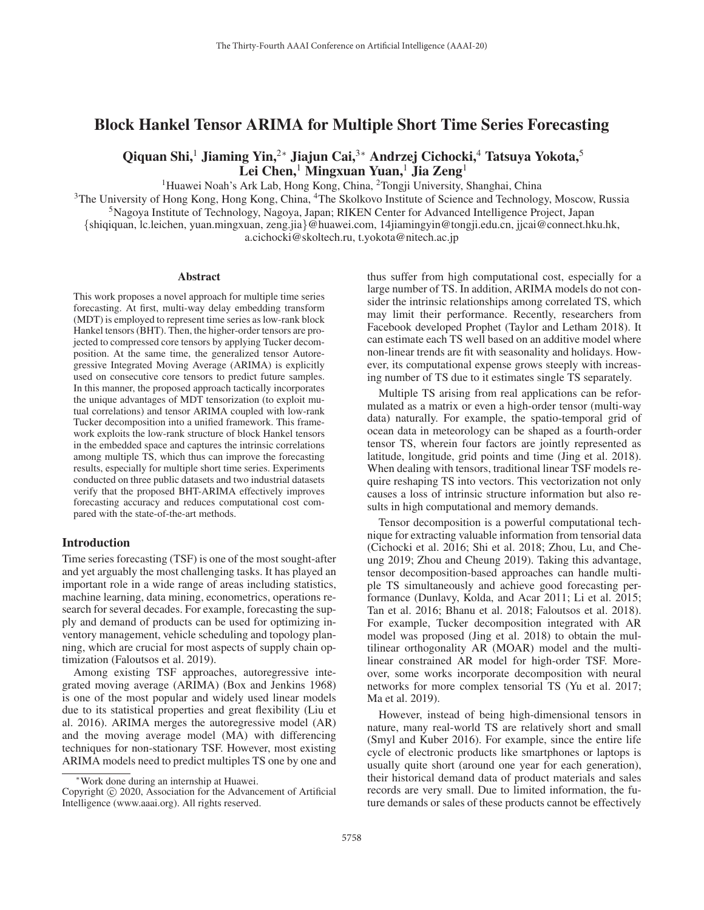# Block Hankel Tensor ARIMA for Multiple Short Time Series Forecasting

**Qiquan Shi,[1] Jiaming Yin,[2]* Jiajun Cai,[3]* Andrzej Cichocki,[4] Tatsuya Yokota,[5] Lei Chen,[1] Mingxuan Yuan,[1] Jia Zeng[1]**

[1]Huawei Noah's Ark Lab, Hong Kong, China, [2]Tongji University, Shanghai, China
[3]The University of Hong Kong, Hong Kong, China, [4]The Skolkovo Institute of Science and Technology, Moscow, Russia
[5]Nagoya Institute of Technology, Nagoya, Japan; RIKEN Center for Advanced Intelligence Project, Japan
{shiqiquan, lc.leichen, yuan.mingxuan, zeng.jia}@huawei.com, 14jiamingyin@tongji.edu.cn, jjcai@connect.hku.hk, a.cichocki@skoltech.ru, t.yokota@nitech.ac.jp

## Abstract

This work proposes a novel approach for multiple time series forecasting. At first, multi-way delay embedding transform (MDT) is employed to represent time series as low-rank block Hankel tensors (BHT). Then, the higher-order tensors are projected to compressed core tensors by applying Tucker decomposition. At the same time, the generalized tensor Autoregressive Integrated Moving Average (ARIMA) is explicitly used on consecutive core tensors to predict future samples. In this manner, the proposed approach tactically incorporates the unique advantages of MDT tensorization (to exploit mutual correlations) and tensor ARIMA coupled with low-rank Tucker decomposition into a unified framework. This framework exploits the low-rank structure of block Hankel tensors in the embedded space and captures the intrinsic correlations among multiple TS, which thus can improve the forecasting results, especially for multiple short time series. Experiments conducted on three public datasets and two industrial datasets verify that the proposed BHT-ARIMA effectively improves forecasting accuracy and reduces computational cost compared with the state-of-the-art methods.

## Introduction

Time series forecasting (TSF) is one of the most sought-after and yet arguably the most challenging tasks. It has played an important role in a wide range of areas including statistics, machine learning, data mining, econometrics, operations research for several decades. For example, forecasting the supply and demand of products can be used for optimizing inventory management, vehicle scheduling and topology planning, which are crucial for most aspects of supply chain optimization (Faloutsos et al. 2019).

Among existing TSF approaches, autoregressive integrated moving average (ARIMA) (Box and Jenkins 1968) is one of the most popular and widely used linear models due to its statistical properties and great flexibility (Liu et al. 2016). ARIMA merges the autoregressive model (AR) and the moving average model (MA) with differencing techniques for non-stationary TSF. However, most existing ARIMA models need to predict multiples TS one by one and thus suffer from high computational cost, especially for a large number of TS. In addition, ARIMA models do not consider the intrinsic relationships among correlated TS, which may limit their performance. Recently, researchers from Facebook developed Prophet (Taylor and Letham 2018). It can estimate each TS well based on an additive model where non-linear trends are fit with seasonality and holidays. However, its computational expense grows steeply with increasing number of TS due to it estimates single TS separately.

Multiple TS arising from real applications can be reformulated as a matrix or even a high-order tensor (multi-way data) naturally. For example, the spatio-temporal grid of ocean data in meteorology can be shaped as a fourth-order tensor TS, wherein four factors are jointly represented as latitude, longitude, grid points and time (Jing et al. 2018). When dealing with tensors, traditional linear TSF models require reshaping TS into vectors. This vectorization not only causes a loss of intrinsic structure information but also results in high computational and memory demands.

Tensor decomposition is a powerful computational technique for extracting valuable information from tensorial data (Cichocki et al. 2016; Shi et al. 2018; Zhou, Lu, and Cheung 2019; Zhou and Cheung 2019). Taking this advantage, tensor decomposition-based approaches can handle multiple TS simultaneously and achieve good forecasting performance (Dunlavy, Kolda, and Acar 2011; Li et al. 2015; Tan et al. 2016; Bhanu et al. 2018; Faloutsos et al. 2018). For example, Tucker decomposition integrated with AR model was proposed (Jing et al. 2018) to obtain the multilinear orthogonality AR (MOAR) model and the multilinear constrained AR model for high-order TSF. Moreover, some works incorporate decomposition with neural networks for more complex tensorial TS (Yu et al. 2017; Ma et al. 2019).

However, instead of being high-dimensional tensors in nature, many real-world TS are relatively short and small (Smyl and Kuber 2016). For example, since the entire life cycle of electronic products like smartphones or laptops is usually quite short (around one year for each generation), their historical demand data of product materials and sales records are very small. Due to limited information, the future demands or sales of these products cannot be effectively

*Work done during an internship at Huawei.
Copyright © 2020, Association for the Advancement of Artificial Intelligence (www.aaai.org). All rights reserved.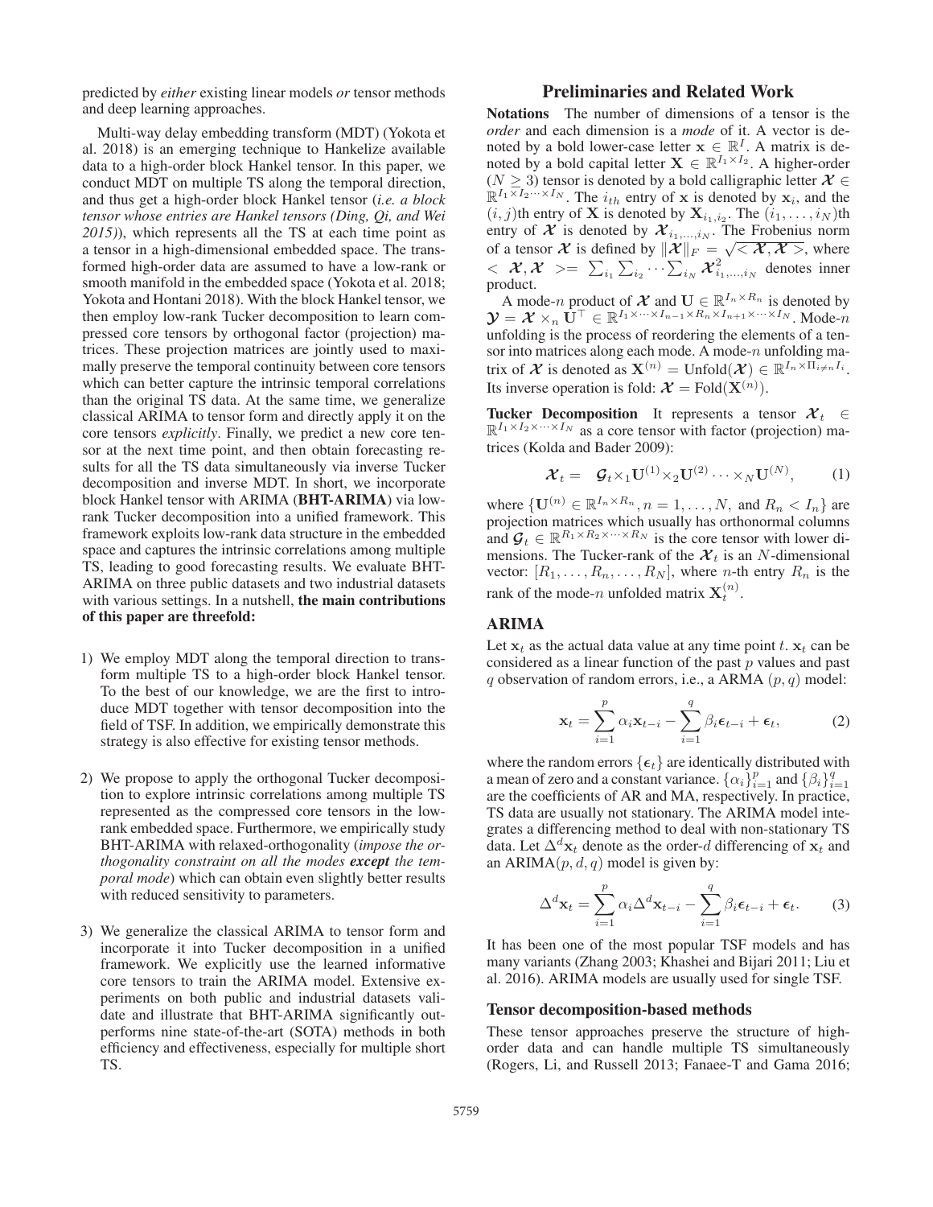predicted by *either* existing linear models *or* tensor methods and deep learning approaches.

Multi-way delay embedding transform (MDT) (Yokota et al. 2018) is an emerging technique to Hankelize available data to a high-order block Hankel tensor. In this paper, we conduct MDT on multiple TS along the temporal direction, and thus get a high-order block Hankel tensor (*i.e. a block tensor whose entries are Hankel tensors (Ding, Qi, and Wei 2015)*), which represents all the TS at each time point as a tensor in a high-dimensional embedded space. The transformed high-order data are assumed to have a low-rank or smooth manifold in the embedded space (Yokota et al. 2018; Yokota and Hontani 2018). With the block Hankel tensor, we then employ low-rank Tucker decomposition to learn compressed core tensors by orthogonal factor (projection) matrices. These projection matrices are jointly used to maximally preserve the temporal continuity between core tensors which can better capture the intrinsic temporal correlations than the original TS data. At the same time, we generalize classical ARIMA to tensor form and directly apply it on the core tensors *explicitly*. Finally, we predict a new core tensor at the next time point, and then obtain forecasting results for all the TS data simultaneously via inverse Tucker decomposition and inverse MDT. In short, we incorporate block Hankel tensor with ARIMA (**BHT-ARIMA**) via low-rank Tucker decomposition into a unified framework. This framework exploits low-rank data structure in the embedded space and captures the intrinsic correlations among multiple TS, leading to good forecasting results. We evaluate BHT-ARIMA on three public datasets and two industrial datasets with various settings. In a nutshell, **the main contributions of this paper are threefold:**

1) We employ MDT along the temporal direction to transform multiple TS to a high-order block Hankel tensor. To the best of our knowledge, we are the first to introduce MDT together with tensor decomposition into the field of TSF. In addition, we empirically demonstrate this strategy is also effective for existing tensor methods.

2) We propose to apply the orthogonal Tucker decomposition to explore intrinsic correlations among multiple TS represented as the compressed core tensors in the low-rank embedded space. Furthermore, we empirically study BHT-ARIMA with relaxed-orthogonality (*impose the orthogonality constraint on all the modes* ***except*** *the temporal mode*) which can obtain even slightly better results with reduced sensitivity to parameters.

3) We generalize the classical ARIMA to tensor form and incorporate it into Tucker decomposition in a unified framework. We explicitly use the learned informative core tensors to train the ARIMA model. Extensive experiments on both public and industrial datasets validate and illustrate that BHT-ARIMA significantly outperforms nine state-of-the-art (SOTA) methods in both efficiency and effectiveness, especially for multiple short TS.

## Preliminaries and Related Work

**Notations** The number of dimensions of a tensor is the *order* and each dimension is a *mode* of it. A vector is denoted by a bold lower-case letter $\mathbf{x} \in \mathbb{R}^I$. A matrix is denoted by a bold capital letter $\mathbf{X} \in \mathbb{R}^{I_1 \times I_2}$. A higher-order ($N \geq 3$) tensor is denoted by a bold calligraphic letter $\boldsymbol{\mathcal{X}} \in \mathbb{R}^{I_1 \times I_2 \cdots \times I_N}$. The $i_{th}$ entry of $\mathbf{x}$ is denoted by $\mathbf{x}_i$, and the $(i, j)$th entry of $\mathbf{X}$ is denoted by $\mathbf{X}_{i_1, i_2}$. The $(i_1, \ldots, i_N)$th entry of $\boldsymbol{\mathcal{X}}$ is denoted by $\boldsymbol{\mathcal{X}}_{i_1, \ldots, i_N}$. The Frobenius norm of a tensor $\boldsymbol{\mathcal{X}}$ is defined by $\|\boldsymbol{\mathcal{X}}\|_F = \sqrt{<\boldsymbol{\mathcal{X}}, \boldsymbol{\mathcal{X}}>}$, where $<\boldsymbol{\mathcal{X}}, \boldsymbol{\mathcal{X}}> = \sum_{i_1} \sum_{i_2} \cdots \sum_{i_N} \boldsymbol{\mathcal{X}}^2_{i_1, \ldots, i_N}$ denotes inner product.

A mode-$n$ product of $\boldsymbol{\mathcal{X}}$ and $\mathbf{U} \in \mathbb{R}^{I_n \times R_n}$ is denoted by $\boldsymbol{\mathcal{Y}} = \boldsymbol{\mathcal{X}} \times_n \mathbf{U}^\top \in \mathbb{R}^{I_1 \times \cdots \times I_{n-1} \times R_n \times I_{n+1} \times \cdots \times I_N}$. Mode-$n$ unfolding is the process of reordering the elements of a tensor into matrices along each mode. A mode-$n$ unfolding matrix of $\boldsymbol{\mathcal{X}}$ is denoted as $\mathbf{X}^{(n)} = \text{Unfold}(\boldsymbol{\mathcal{X}}) \in \mathbb{R}^{I_n \times \Pi_{i \neq n} I_i}$. Its inverse operation is fold: $\boldsymbol{\mathcal{X}} = \text{Fold}(\mathbf{X}^{(n)})$.

**Tucker Decomposition** It represents a tensor $\boldsymbol{\mathcal{X}}_t \in \mathbb{R}^{I_1 \times I_2 \times \cdots \times I_N}$ as a core tensor with factor (projection) matrices (Kolda and Bader 2009):

$$\boldsymbol{\mathcal{X}}_t = \boldsymbol{\mathcal{G}}_t \times_1 \mathbf{U}^{(1)} \times_2 \mathbf{U}^{(2)} \cdots \times_N \mathbf{U}^{(N)}, \tag{1}$$

where $\{\mathbf{U}^{(n)} \in \mathbb{R}^{I_n \times R_n}, n = 1, \ldots, N, \text{ and } R_n < I_n\}$ are projection matrices which usually has orthonormal columns and $\boldsymbol{\mathcal{G}}_t \in \mathbb{R}^{R_1 \times R_2 \times \cdots \times R_N}$ is the core tensor with lower dimensions. The Tucker-rank of the $\boldsymbol{\mathcal{X}}_t$ is an $N$-dimensional vector: $[R_1, \ldots, R_n, \ldots, R_N]$, where $n$-th entry $R_n$ is the rank of the mode-$n$ unfolded matrix $\mathbf{X}_t^{(n)}$.

### ARIMA

Let $\mathbf{x}_t$ as the actual data value at any time point $t$. $\mathbf{x}_t$ can be considered as a linear function of the past $p$ values and past $q$ observation of random errors, i.e., a ARMA $(p, q)$ model:

$$\mathbf{x}_t = \sum_{i=1}^{p} \alpha_i \mathbf{x}_{t-i} - \sum_{i=1}^{q} \beta_i \boldsymbol{\epsilon}_{t-i} + \boldsymbol{\epsilon}_t, \tag{2}$$

where the random errors $\{\boldsymbol{\epsilon}_t\}$ are identically distributed with a mean of zero and a constant variance. $\{\alpha_i\}_{i=1}^p$ and $\{\beta_i\}_{i=1}^q$ are the coefficients of AR and MA, respectively. In practice, TS data are usually not stationary. The ARIMA model integrates a differencing method to deal with non-stationary TS data. Let $\Delta^d \mathbf{x}_t$ denote as the order-$d$ differencing of $\mathbf{x}_t$ and an ARIMA$(p, d, q)$ model is given by:

$$\Delta^d \mathbf{x}_t = \sum_{i=1}^{p} \alpha_i \Delta^d \mathbf{x}_{t-i} - \sum_{i=1}^{q} \beta_i \boldsymbol{\epsilon}_{t-i} + \boldsymbol{\epsilon}_t. \tag{3}$$

It has been one of the most popular TSF models and has many variants (Zhang 2003; Khashei and Bijari 2011; Liu et al. 2016). ARIMA models are usually used for single TSF.

### Tensor decomposition-based methods

These tensor approaches preserve the structure of high-order data and can handle multiple TS simultaneously (Rogers, Li, and Russell 2013; Fanaee-T and Gama 2016;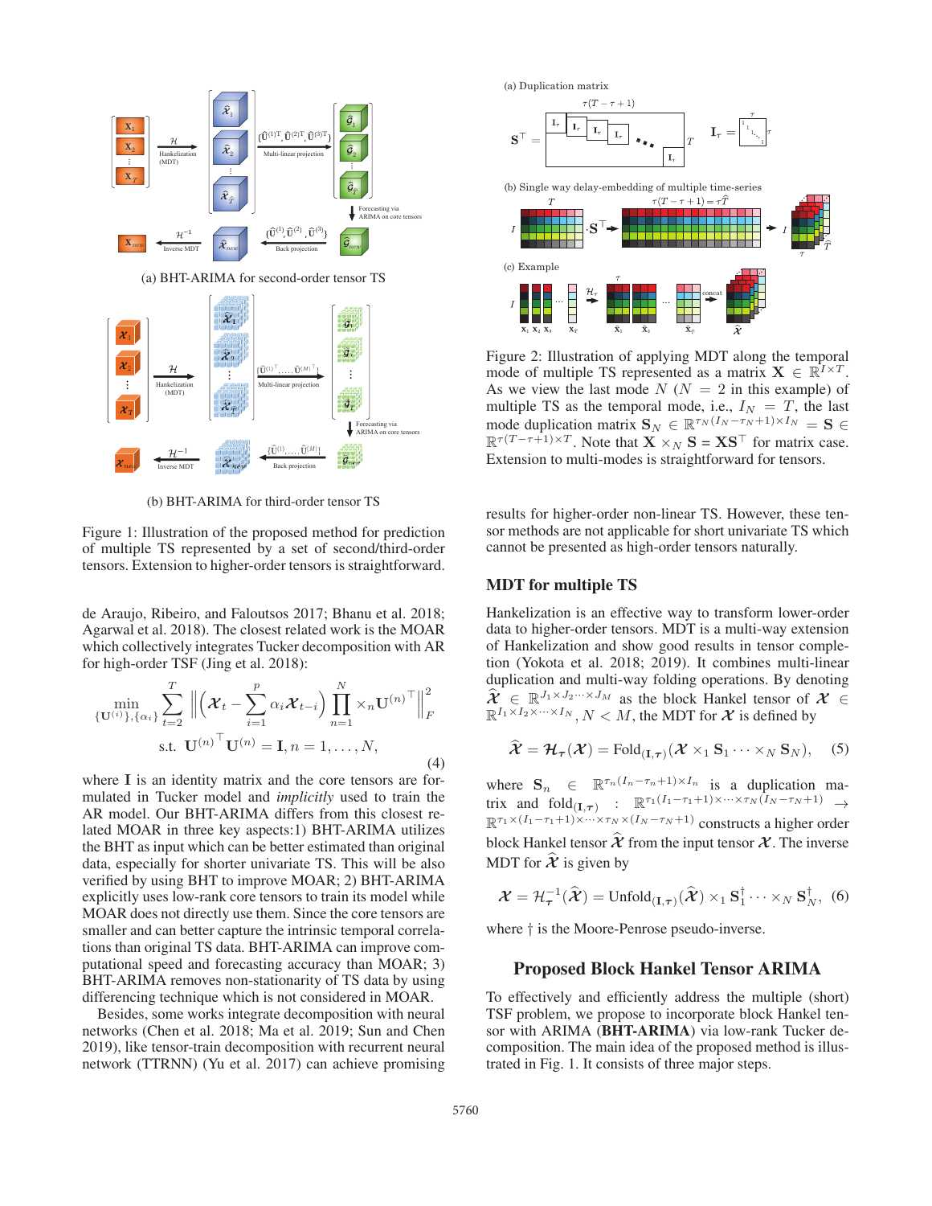Figure 1: Illustration of the proposed method for prediction of multiple TS represented by a set of second/third-order tensors. Extension to higher-order tensors is straightforward.

(a) BHT-ARIMA for second-order tensor TS

(b) BHT-ARIMA for third-order tensor TS

de Araujo, Ribeiro, and Faloutsos 2017; Bhanu et al. 2018; Agarwal et al. 2018). The closest related work is the MOAR which collectively integrates Tucker decomposition with AR for high-order TSF (Jing et al. 2018):

$$\min_{\{\mathbf{U}^{(i)}\},\{\alpha_i\}} \sum_{t=2}^{T} \left\| \left( \boldsymbol{\mathcal{X}}_t - \sum_{i=1}^{p} \alpha_i \boldsymbol{\mathcal{X}}_{t-i} \right) \prod_{n=1}^{N} \times_n \mathbf{U}^{(n)^\top} \right\|_F^2$$
$$\text{s.t. } \mathbf{U}^{(n)^\top} \mathbf{U}^{(n)} = \mathbf{I}, n = 1, \ldots, N, \tag{4}$$

where $\mathbf{I}$ is an identity matrix and the core tensors are formulated in Tucker model and *implicitly* used to train the AR model. Our BHT-ARIMA differs from this closest related MOAR in three key aspects:1) BHT-ARIMA utilizes the BHT as input which can be better estimated than original data, especially for shorter univariate TS. This will be also verified by using BHT to improve MOAR; 2) BHT-ARIMA explicitly uses low-rank core tensors to train its model while MOAR does not directly use them. Since the core tensors are smaller and can better capture the intrinsic temporal correlations than original TS data. BHT-ARIMA can improve computational speed and forecasting accuracy than MOAR; 3) BHT-ARIMA removes non-stationarity of TS data by using differencing technique which is not considered in MOAR.

Besides, some works integrate decomposition with neural networks (Chen et al. 2018; Ma et al. 2019; Sun and Chen 2019), like tensor-train decomposition with recurrent neural network (TTRNN) (Yu et al. 2017) can achieve promising results for higher-order non-linear TS. However, these tensor methods are not applicable for short univariate TS which cannot be presented as high-order tensors naturally.

(a) Duplication matrix

(b) Single way delay-embedding of multiple time-series

(c) Example

Figure 2: Illustration of applying MDT along the temporal mode of multiple TS represented as a matrix $\mathbf{X} \in \mathbb{R}^{I \times T}$. As we view the last mode $N$ ($N = 2$ in this example) of multiple TS as the temporal mode, i.e., $I_N = T$, the last mode duplication matrix $\mathbf{S}_N \in \mathbb{R}^{\tau_N(I_N - \tau_N + 1) \times I_N} = \mathbf{S} \in \mathbb{R}^{\tau(T-\tau+1) \times T}$. Note that $\mathbf{X} \times_N \mathbf{S} = \mathbf{X}\mathbf{S}^\top$ for matrix case. Extension to multi-modes is straightforward for tensors.

## MDT for multiple TS

Hankelization is an effective way to transform lower-order data to higher-order tensors. MDT is a multi-way extension of Hankelization and show good results in tensor completion (Yokota et al. 2018; 2019). It combines multi-linear duplication and multi-way folding operations. By denoting $\widehat{\boldsymbol{\mathcal{X}}} \in \mathbb{R}^{J_1 \times J_2 \cdots \times J_M}$ as the block Hankel tensor of $\boldsymbol{\mathcal{X}} \in \mathbb{R}^{I_1 \times I_2 \times \cdots \times I_N}$, $N < M$, the MDT for $\boldsymbol{\mathcal{X}}$ is defined by

$$\widehat{\boldsymbol{\mathcal{X}}} = \boldsymbol{\mathcal{H}}_{\boldsymbol{\tau}}(\boldsymbol{\mathcal{X}}) = \text{Fold}_{(\mathbf{I},\boldsymbol{\tau})}(\boldsymbol{\mathcal{X}} \times_1 \mathbf{S}_1 \cdots \times_N \mathbf{S}_N), \tag{5}$$

where $\mathbf{S}_n \in \mathbb{R}^{\tau_n(I_n - \tau_n + 1) \times I_n}$ is a duplication matrix and $\text{fold}_{(\mathbf{I},\boldsymbol{\tau})} : \mathbb{R}^{\tau_1(I_1-\tau_1+1)\times \cdots \times \tau_N(I_N - \tau_N + 1)} \rightarrow \mathbb{R}^{\tau_1 \times (I_1 - \tau_1 + 1) \times \cdots \times \tau_N \times (I_N - \tau_N + 1)}$ constructs a higher order block Hankel tensor $\widehat{\boldsymbol{\mathcal{X}}}$ from the input tensor $\boldsymbol{\mathcal{X}}$. The inverse MDT for $\widehat{\boldsymbol{\mathcal{X}}}$ is given by

$$\boldsymbol{\mathcal{X}} = \mathcal{H}_{\boldsymbol{\tau}}^{-1}(\widehat{\boldsymbol{\mathcal{X}}}) = \text{Unfold}_{(\mathbf{I},\boldsymbol{\tau})}(\widehat{\boldsymbol{\mathcal{X}}}) \times_1 \mathbf{S}_1^\dagger \cdots \times_N \mathbf{S}_N^\dagger, \tag{6}$$

where $\dagger$ is the Moore-Penrose pseudo-inverse.

## Proposed Block Hankel Tensor ARIMA

To effectively and efficiently address the multiple (short) TSF problem, we propose to incorporate block Hankel tensor with ARIMA (**BHT-ARIMA**) via low-rank Tucker decomposition. The main idea of the proposed method is illustrated in Fig. 1. It consists of three major steps.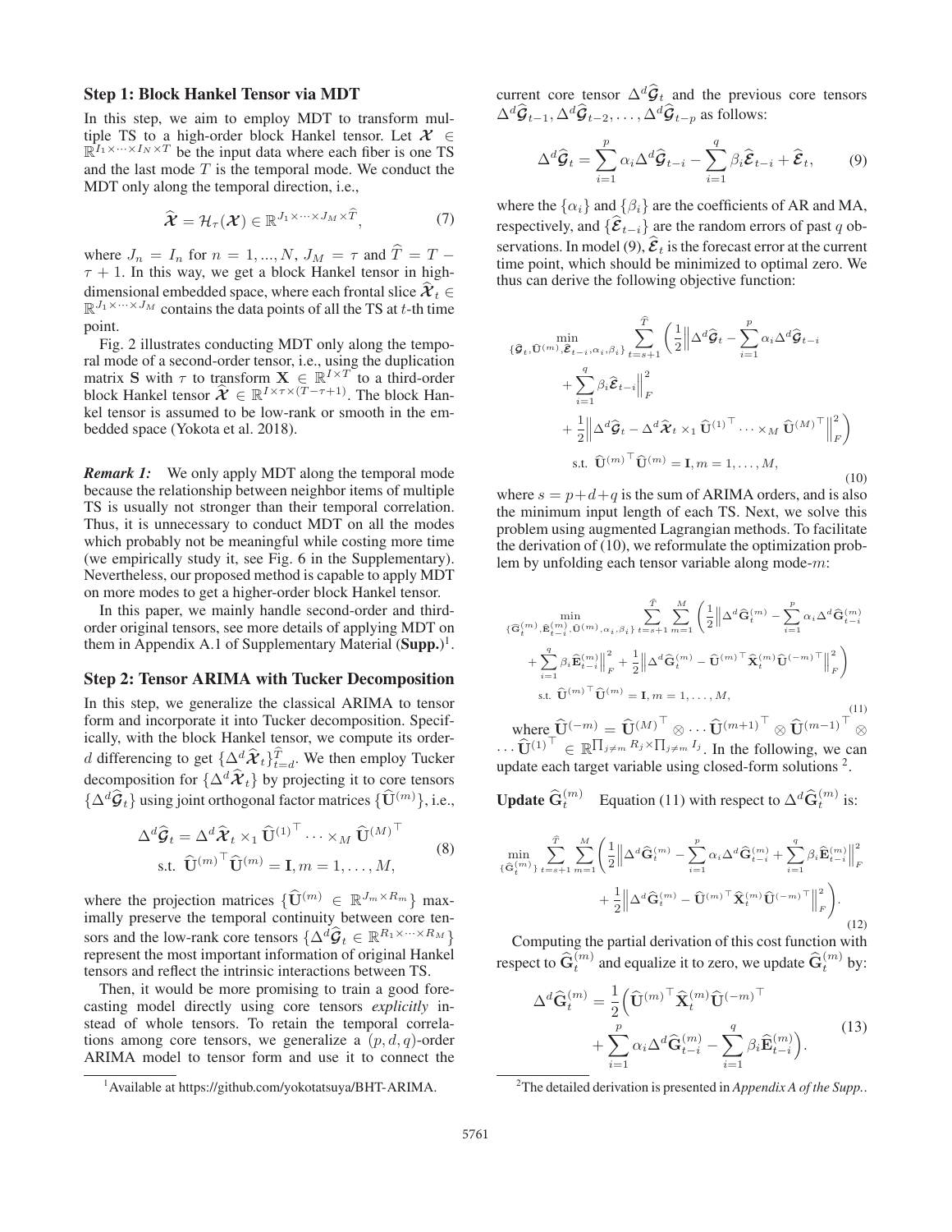### Step 1: Block Hankel Tensor via MDT

In this step, we aim to employ MDT to transform multiple TS to a high-order block Hankel tensor. Let $\boldsymbol{\mathcal{X}} \in \mathbb{R}^{I_1 \times \cdots \times I_N \times T}$ be the input data where each fiber is one TS and the last mode $T$ is the temporal mode. We conduct the MDT only along the temporal direction, i.e.,

$$\widehat{\boldsymbol{\mathcal{X}}} = \mathcal{H}_\tau(\boldsymbol{\mathcal{X}}) \in \mathbb{R}^{J_1 \times \cdots \times J_M \times \widehat{T}}, \tag{7}$$

where $J_n = I_n$ for $n = 1, ..., N$, $J_M = \tau$ and $\widehat{T} = T - \tau + 1$. In this way, we get a block Hankel tensor in high-dimensional embedded space, where each frontal slice $\widehat{\boldsymbol{\mathcal{X}}}_t \in \mathbb{R}^{J_1 \times \cdots \times J_M}$ contains the data points of all the TS at $t$-th time point.

Fig. 2 illustrates conducting MDT only along the temporal mode of a second-order tensor, i.e., using the duplication matrix $\mathbf{S}$ with $\tau$ to transform $\mathbf{X} \in \mathbb{R}^{I \times T}$ to a third-order block Hankel tensor $\widehat{\boldsymbol{\mathcal{X}}} \in \mathbb{R}^{I \times \tau \times (T-\tau+1)}$. The block Hankel tensor is assumed to be low-rank or smooth in the embedded space (Yokota et al. 2018).

***Remark 1:*** We only apply MDT along the temporal mode because the relationship between neighbor items of multiple TS is usually not stronger than their temporal correlation. Thus, it is unnecessary to conduct MDT on all the modes which probably not be meaningful while costing more time (we empirically study it, see Fig. 6 in the Supplementary). Nevertheless, our proposed method is capable to apply MDT on more modes to get a higher-order block Hankel tensor.

In this paper, we mainly handle second-order and third-order original tensors, see more details of applying MDT on them in Appendix A.1 of Supplementary Material (**Supp.**)[1].

### Step 2: Tensor ARIMA with Tucker Decomposition

In this step, we generalize the classical ARIMA to tensor form and incorporate it into Tucker decomposition. Specifically, with the block Hankel tensor, we compute its order-$d$ differencing to get $\{\Delta^d \widehat{\boldsymbol{\mathcal{X}}}_t\}_{t=d}^{\widehat{T}}$. We then employ Tucker decomposition for $\{\Delta^d \widehat{\boldsymbol{\mathcal{X}}}_t\}$ by projecting it to core tensors $\{\Delta^d \widehat{\boldsymbol{\mathcal{G}}}_t\}$ using joint orthogonal factor matrices $\{\widehat{\mathbf{U}}^{(m)}\}$, i.e.,

$$\begin{aligned} \Delta^d \widehat{\boldsymbol{\mathcal{G}}}_t &= \Delta^d \widehat{\boldsymbol{\mathcal{X}}}_t \times_1 \widehat{\mathbf{U}}^{(1)^\top} \cdots \times_M \widehat{\mathbf{U}}^{(M)^\top} \\ &\text{s.t. } \widehat{\mathbf{U}}^{(m)^\top} \widehat{\mathbf{U}}^{(m)} = \mathbf{I}, m = 1, \ldots, M, \end{aligned} \tag{8}$$

where the projection matrices $\{\widehat{\mathbf{U}}^{(m)} \in \mathbb{R}^{J_m \times R_m}\}$ maximally preserve the temporal continuity between core tensors and the low-rank core tensors $\{\Delta^d \widehat{\boldsymbol{\mathcal{G}}}_t \in \mathbb{R}^{R_1 \times \cdots \times R_M}\}$ represent the most important information of original Hankel tensors and reflect the intrinsic interactions between TS.

Then, it would be more promising to train a good forecasting model directly using core tensors *explicitly* instead of whole tensors. To retain the temporal correlations among core tensors, we generalize a $(p, d, q)$-order ARIMA model to tensor form and use it to connect the current core tensor $\Delta^d \widehat{\boldsymbol{\mathcal{G}}}_t$ and the previous core tensors $\Delta^d \widehat{\boldsymbol{\mathcal{G}}}_{t-1}, \Delta^d \widehat{\boldsymbol{\mathcal{G}}}_{t-2}, \ldots, \Delta^d \widehat{\boldsymbol{\mathcal{G}}}_{t-p}$ as follows:

$$\Delta^d \widehat{\boldsymbol{\mathcal{G}}}_t = \sum_{i=1}^{p} \alpha_i \Delta^d \widehat{\boldsymbol{\mathcal{G}}}_{t-i} - \sum_{i=1}^{q} \beta_i \widehat{\boldsymbol{\mathcal{E}}}_{t-i} + \widehat{\boldsymbol{\mathcal{E}}}_t, \tag{9}$$

where the $\{\alpha_i\}$ and $\{\beta_i\}$ are the coefficients of AR and MA, respectively, and $\{\widehat{\boldsymbol{\mathcal{E}}}_{t-i}\}$ are the random errors of past $q$ observations. In model (9), $\widehat{\boldsymbol{\mathcal{E}}}_t$ is the forecast error at the current time point, which should be minimized to optimal zero. We thus can derive the following objective function:

$$\begin{aligned} \min_{\{\widehat{\boldsymbol{\mathcal{G}}}_t, \widehat{\mathbf{U}}^{(m)}, \widehat{\boldsymbol{\mathcal{E}}}_{t-i}, \alpha_i, \beta_i\}} \sum_{t=s+1}^{\widehat{T}} \Bigg( &\frac{1}{2} \Big\| \Delta^d \widehat{\boldsymbol{\mathcal{G}}}_t - \sum_{i=1}^{p} \alpha_i \Delta^d \widehat{\boldsymbol{\mathcal{G}}}_{t-i} \\ &+ \sum_{i=1}^{q} \beta_i \widehat{\boldsymbol{\mathcal{E}}}_{t-i} \Big\|_F^2 \\ &+ \frac{1}{2} \Big\| \Delta^d \widehat{\boldsymbol{\mathcal{G}}}_t - \Delta^d \widehat{\boldsymbol{\mathcal{X}}}_t \times_1 \widehat{\mathbf{U}}^{(1)^\top} \cdots \times_M \widehat{\mathbf{U}}^{(M)^\top} \Big\|_F^2 \Bigg) \\ \text{s.t. } &\widehat{\mathbf{U}}^{(m)^\top} \widehat{\mathbf{U}}^{(m)} = \mathbf{I}, m = 1, \ldots, M, \end{aligned} \tag{10}$$

where $s = p + d + q$ is the sum of ARIMA orders, and is also the minimum input length of each TS. Next, we solve this problem using augmented Lagrangian methods. To facilitate the derivation of (10), we reformulate the optimization problem by unfolding each tensor variable along mode-$m$:

$$\begin{aligned} \min_{\{\widehat{\mathbf{G}}_t^{(m)}, \widehat{\mathbf{E}}_{t-i}^{(m)}, \widehat{\mathbf{U}}^{(m)}, \alpha_i, \beta_i\}} \sum_{t=s+1}^{\widehat{T}} \sum_{m=1}^{M} \Bigg( &\frac{1}{2} \Big\| \Delta^d \widehat{\mathbf{G}}_t^{(m)} - \sum_{i=1}^{p} \alpha_i \Delta^d \widehat{\mathbf{G}}_{t-i}^{(m)} \\ &+ \sum_{i=1}^{q} \beta_i \widehat{\mathbf{E}}_{t-i}^{(m)} \Big\|_F^2 + \frac{1}{2} \Big\| \Delta^d \widehat{\mathbf{G}}_t^{(m)} - \widehat{\mathbf{U}}^{(m)^\top} \widehat{\mathbf{X}}_t^{(m)} \widehat{\mathbf{U}}^{(-m)^\top} \Big\|_F^2 \Bigg) \\ \text{s.t. } &\widehat{\mathbf{U}}^{(m)^\top} \widehat{\mathbf{U}}^{(m)} = \mathbf{I}, m = 1, \ldots, M, \end{aligned} \tag{11}$$

where $\widehat{\mathbf{U}}^{(-m)} = \widehat{\mathbf{U}}^{(M)^\top} \otimes \cdots \widehat{\mathbf{U}}^{(m+1)^\top} \otimes \widehat{\mathbf{U}}^{(m-1)^\top} \otimes \cdots \widehat{\mathbf{U}}^{(1)^\top} \in \mathbb{R}^{\prod_{j \neq m} R_j \times \prod_{j \neq m} I_j}$. In the following, we can update each target variable using closed-form solutions [2].

**Update $\widehat{\mathbf{G}}_t^{(m)}$** Equation (11) with respect to $\Delta^d \widehat{\mathbf{G}}_t^{(m)}$ is:

$$\begin{aligned} \min_{\{\widehat{\mathbf{G}}_t^{(m)}\}} \sum_{t=s+1}^{\widehat{T}} \sum_{m=1}^{M} \Bigg( &\frac{1}{2} \Big\| \Delta^d \widehat{\mathbf{G}}_t^{(m)} - \sum_{i=1}^{p} \alpha_i \Delta^d \widehat{\mathbf{G}}_{t-i}^{(m)} + \sum_{i=1}^{q} \beta_i \widehat{\mathbf{E}}_{t-i}^{(m)} \Big\|_F^2 \\ &+ \frac{1}{2} \Big\| \Delta^d \widehat{\mathbf{G}}_t^{(m)} - \widehat{\mathbf{U}}^{(m)^\top} \widehat{\mathbf{X}}_t^{(m)} \widehat{\mathbf{U}}^{(-m)^\top} \Big\|_F^2 \Bigg). \end{aligned} \tag{12}$$

Computing the partial derivation of this cost function with respect to $\widehat{\mathbf{G}}_t^{(m)}$ and equalize it to zero, we update $\widehat{\mathbf{G}}_t^{(m)}$ by:

$$\begin{aligned} \Delta^d \widehat{\mathbf{G}}_t^{(m)} = \frac{1}{2} \Big( &\widehat{\mathbf{U}}^{(m)^\top} \widehat{\mathbf{X}}_t^{(m)} \widehat{\mathbf{U}}^{(-m)^\top} \\ &+ \sum_{i=1}^{p} \alpha_i \Delta^d \widehat{\mathbf{G}}_{t-i}^{(m)} - \sum_{i=1}^{q} \beta_i \widehat{\mathbf{E}}_{t-i}^{(m)} \Big). \end{aligned} \tag{13}$$

---

[1] Available at https://github.com/yokotatsuya/BHT-ARIMA.

[2] The detailed derivation is presented in *Appendix A of the Supp.*.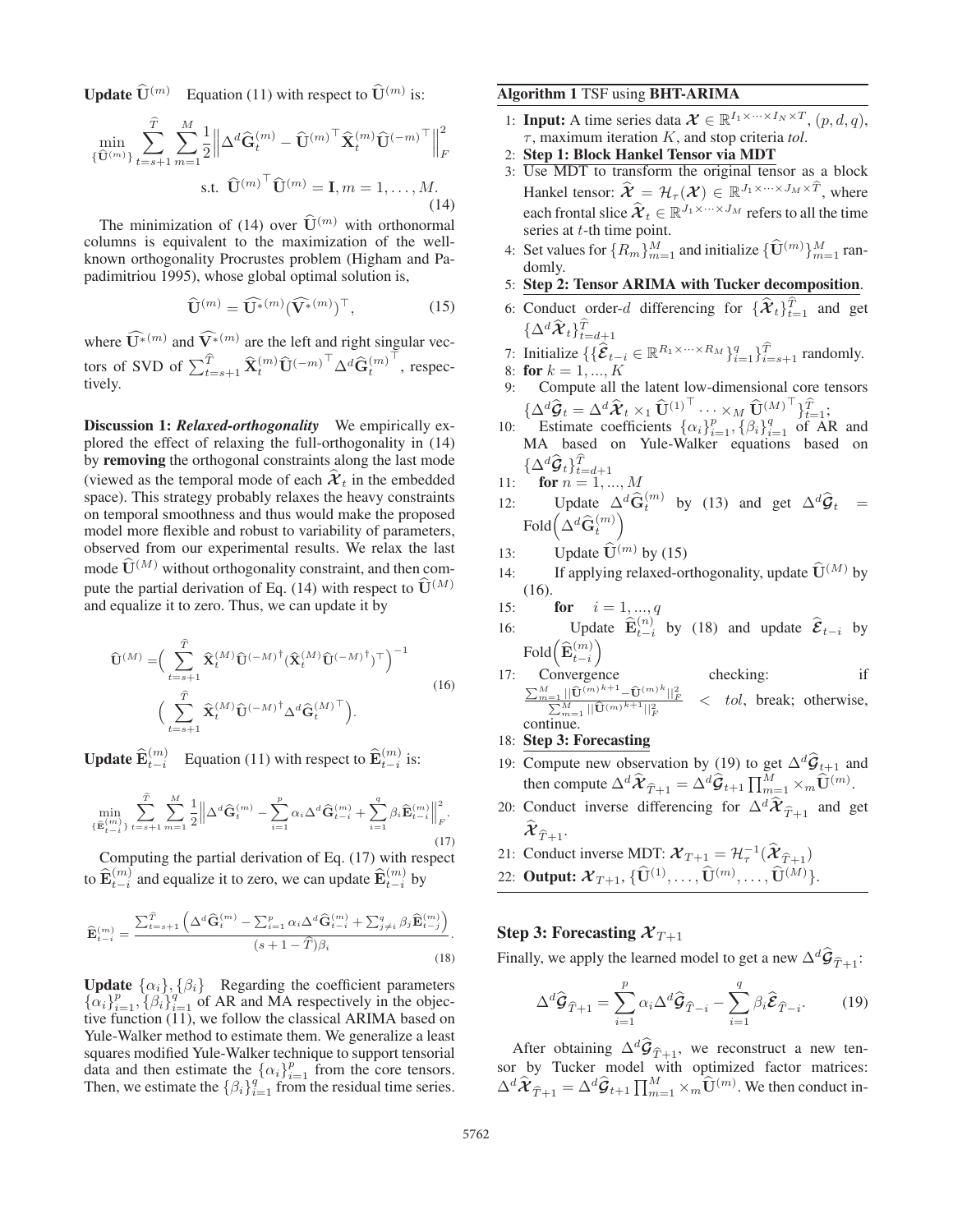**Update $\widehat{\mathbf{U}}^{(m)}$** Equation (11) with respect to $\widehat{\mathbf{U}}^{(m)}$ is:

$$\min_{\{\widehat{\mathbf{U}}^{(m)}\}} \sum_{t=s+1}^{\widehat{T}} \sum_{m=1}^{M} \frac{1}{2} \left\| \Delta^d \widehat{\mathbf{G}}_t^{(m)} - \widehat{\mathbf{U}}^{(m)^\top} \widehat{\mathbf{X}}_t^{(m)} \widehat{\mathbf{U}}^{(-m)^\top} \right\|_F^2$$
$$\text{s.t. } \widehat{\mathbf{U}}^{(m)^\top} \widehat{\mathbf{U}}^{(m)} = \mathbf{I}, m = 1, \ldots, M. \tag{14}$$

The minimization of (14) over $\widehat{\mathbf{U}}^{(m)}$ with orthonormal columns is equivalent to the maximization of the well-known orthogonality Procrustes problem (Higham and Papadimitriou 1995), whose global optimal solution is,

$$\widehat{\mathbf{U}}^{(m)} = \widehat{\mathbf{U}^{*}}^{(m)} (\widehat{\mathbf{V}^{*}}^{(m)})^\top, \tag{15}$$

where $\widehat{\mathbf{U}^{*}}^{(m)}$ and $\widehat{\mathbf{V}^{*}}^{(m)}$ are the left and right singular vectors of SVD of $\sum_{t=s+1}^{\widehat{T}} \widehat{\mathbf{X}}_t^{(m)} \widehat{\mathbf{U}}^{(-m)^\top} \Delta^d \widehat{\mathbf{G}}_t^{(m)^\top}$, respectively.

**Discussion 1: *Relaxed-orthogonality*** We empirically explored the effect of relaxing the full-orthogonality in (14) by **removing** the orthogonal constraints along the last mode (viewed as the temporal mode of each $\widehat{\boldsymbol{\mathcal{X}}}_t$ in the embedded space). This strategy probably relaxes the heavy constraints on temporal smoothness and thus would make the proposed model more flexible and robust to variability of parameters, observed from our experimental results. We relax the last mode $\widehat{\mathbf{U}}^{(M)}$ without orthogonality constraint, and then compute the partial derivation of Eq. (14) with respect to $\widehat{\mathbf{U}}^{(M)}$ and equalize it to zero. Thus, we can update it by

$$\widehat{\mathbf{U}}^{(M)} = \Big( \sum_{t=s+1}^{\widehat{T}} \widehat{\mathbf{X}}_t^{(M)} \widehat{\mathbf{U}}^{(-M)^\dagger} (\widehat{\mathbf{X}}_t^{(M)} \widehat{\mathbf{U}}^{(-M)^\dagger})^\top \Big)^{-1} \Big( \sum_{t=s+1}^{\widehat{T}} \widehat{\mathbf{X}}_t^{(M)} \widehat{\mathbf{U}}^{(-M)^\dagger} \Delta^d \widehat{\mathbf{G}}_t^{(M)^\top} \Big). \tag{16}$$

**Update $\widehat{\mathbf{E}}_{t-i}^{(m)}$** Equation (11) with respect to $\widehat{\mathbf{E}}_{t-i}^{(m)}$ is:

$$\min_{\{\widehat{\mathbf{E}}_{t-i}^{(m)}\}} \sum_{t=s+1}^{\widehat{T}} \sum_{m=1}^{M} \frac{1}{2} \left\| \Delta^d \widehat{\mathbf{G}}_t^{(m)} - \sum_{i=1}^{p} \alpha_i \Delta^d \widehat{\mathbf{G}}_{t-i}^{(m)} + \sum_{i=1}^{q} \beta_i \widehat{\mathbf{E}}_{t-i}^{(m)} \right\|_F^2. \tag{17}$$

Computing the partial derivation of Eq. (17) with respect to $\widehat{\mathbf{E}}_{t-i}^{(m)}$ and equalize it to zero, we can update $\widehat{\mathbf{E}}_{t-i}^{(m)}$ by

$$\widehat{\mathbf{E}}_{t-i}^{(m)} = \frac{\sum_{t=s+1}^{\widehat{T}} \left( \Delta^d \widehat{\mathbf{G}}_t^{(m)} - \sum_{i=1}^{p} \alpha_i \Delta^d \widehat{\mathbf{G}}_{t-i}^{(m)} + \sum_{j \neq i}^{q} \beta_j \widehat{\mathbf{E}}_{t-j}^{(m)} \right)}{(s + 1 - \widehat{T}) \beta_i}. \tag{18}$$

**Update $\{\alpha_i\}, \{\beta_i\}$** Regarding the coefficient parameters $\{\alpha_i\}_{i=1}^p, \{\beta_i\}_{i=1}^q$ of AR and MA respectively in the objective function (11), we follow the classical ARIMA based on Yule-Walker method to estimate them. We generalize a least squares modified Yule-Walker technique to support tensorial data and then estimate the $\{\alpha_i\}_{i=1}^p$ from the core tensors. Then, we estimate the $\{\beta_i\}_{i=1}^q$ from the residual time series.

---

**Algorithm 1** TSF using **BHT-ARIMA**

1: **Input:** A time series data $\boldsymbol{\mathcal{X}} \in \mathbb{R}^{I_1 \times \cdots \times I_N \times T}$, $(p, d, q)$, $\tau$, maximum iteration $K$, and stop criteria *tol*.
2: **Step 1: Block Hankel Tensor via MDT**
3: Use MDT to transform the original tensor as a block Hankel tensor: $\widehat{\boldsymbol{\mathcal{X}}} = \mathcal{H}_\tau(\boldsymbol{\mathcal{X}}) \in \mathbb{R}^{J_1 \times \cdots \times J_M \times \widehat{T}}$, where each frontal slice $\widehat{\boldsymbol{\mathcal{X}}}_t \in \mathbb{R}^{J_1 \times \cdots \times J_M}$ refers to all the time series at $t$-th time point.
4: Set values for $\{R_m\}_{m=1}^M$ and initialize $\{\widehat{\mathbf{U}}^{(m)}\}_{m=1}^M$ randomly.
5: **Step 2: Tensor ARIMA with Tucker decomposition**.
6: Conduct order-$d$ differencing for $\{\widehat{\boldsymbol{\mathcal{X}}}_t\}_{t=1}^{\widehat{T}}$ and get $\{\Delta^d \widehat{\boldsymbol{\mathcal{X}}}_t\}_{t=d+1}^{\widehat{T}}$
7: Initialize $\{\{\widehat{\boldsymbol{\mathcal{E}}}_{t-i} \in \mathbb{R}^{R_1 \times \cdots \times R_M}\}_{i=1}^q\}_{i=s+1}^{\widehat{T}}$ randomly.
8: **for** $k = 1, ..., K$
9: Compute all the latent low-dimensional core tensors $\{\Delta^d \widehat{\boldsymbol{\mathcal{G}}}_t = \Delta^d \widehat{\boldsymbol{\mathcal{X}}}_t \times_1 \widehat{\mathbf{U}}^{(1)^\top} \cdots \times_M \widehat{\mathbf{U}}^{(M)^\top}\}_{t=1}^{\widehat{T}}$;
10: Estimate coefficients $\{\alpha_i\}_{i=1}^p, \{\beta_i\}_{i=1}^q$ of AR and MA based on Yule-Walker equations based on $\{\Delta^d \widehat{\boldsymbol{\mathcal{G}}}_t\}_{t=d+1}^{\widehat{T}}$
11: **for** $n = 1, ..., M$
12: Update $\Delta^d \widehat{\mathbf{G}}_t^{(n)}$ by (13) and get $\Delta^d \widehat{\boldsymbol{\mathcal{G}}}_t = \text{Fold}\Big(\Delta^d \widehat{\mathbf{G}}_t^{(m)}\Big)$
13: Update $\widehat{\mathbf{U}}^{(m)}$ by (15)
14: If applying relaxed-orthogonality, update $\widehat{\mathbf{U}}^{(M)}$ by (16).
15: **for** $i = 1, ..., q$
16: Update $\widehat{\mathbf{E}}_{t-i}^{(n)}$ by (18) and update $\widehat{\boldsymbol{\mathcal{E}}}_{t-i}$ by $\text{Fold}\Big(\widehat{\mathbf{E}}_{t-i}^{(m)}\Big)$
17: Convergence checking: if $\frac{\sum_{m=1}^{M} ||\widehat{\mathbf{U}}^{(m)k+1} - \widehat{\mathbf{U}}^{(m)k}||_F^2}{\sum_{m=1}^{M} ||\widehat{\mathbf{U}}^{(m)k+1}||_F^2} < tol$, break; otherwise, continue.
18: **Step 3: Forecasting**
19: Compute new observation by (19) to get $\Delta^d \widehat{\boldsymbol{\mathcal{G}}}_{t+1}$ and then compute $\Delta^d \widehat{\boldsymbol{\mathcal{X}}}_{\widehat{T}+1} = \Delta^d \widehat{\boldsymbol{\mathcal{G}}}_{t+1} \prod_{m=1}^{M} \times_m \widehat{\mathbf{U}}^{(m)}$.
20: Conduct inverse differencing for $\Delta^d \widehat{\boldsymbol{\mathcal{X}}}_{\widehat{T}+1}$ and get $\widehat{\boldsymbol{\mathcal{X}}}_{\widehat{T}+1}$.
21: Conduct inverse MDT: $\boldsymbol{\mathcal{X}}_{T+1} = \mathcal{H}_\tau^{-1}(\widehat{\boldsymbol{\mathcal{X}}}_{\widehat{T}+1})$
22: **Output:** $\boldsymbol{\mathcal{X}}_{T+1}, \{\widehat{\mathbf{U}}^{(1)}, \ldots, \widehat{\mathbf{U}}^{(m)}, \ldots, \widehat{\mathbf{U}}^{(M)}\}$.

---

### Step 3: Forecasting $\boldsymbol{\mathcal{X}}_{T+1}$

Finally, we apply the learned model to get a new $\Delta^d \widehat{\boldsymbol{\mathcal{G}}}_{\widehat{T}+1}$:

$$\Delta^d \widehat{\boldsymbol{\mathcal{G}}}_{\widehat{T}+1} = \sum_{i=1}^{p} \alpha_i \Delta^d \widehat{\boldsymbol{\mathcal{G}}}_{\widehat{T}-i} - \sum_{i=1}^{q} \beta_i \widehat{\boldsymbol{\mathcal{E}}}_{\widehat{T}-i}. \tag{19}$$

After obtaining $\Delta^d \widehat{\boldsymbol{\mathcal{G}}}_{\widehat{T}+1}$, we reconstruct a new tensor by Tucker model with optimized factor matrices: $\Delta^d \widehat{\boldsymbol{\mathcal{X}}}_{\widehat{T}+1} = \Delta^d \widehat{\boldsymbol{\mathcal{G}}}_{t+1} \prod_{m=1}^{M} \times_m \widehat{\mathbf{U}}^{(m)}$. We then conduct in-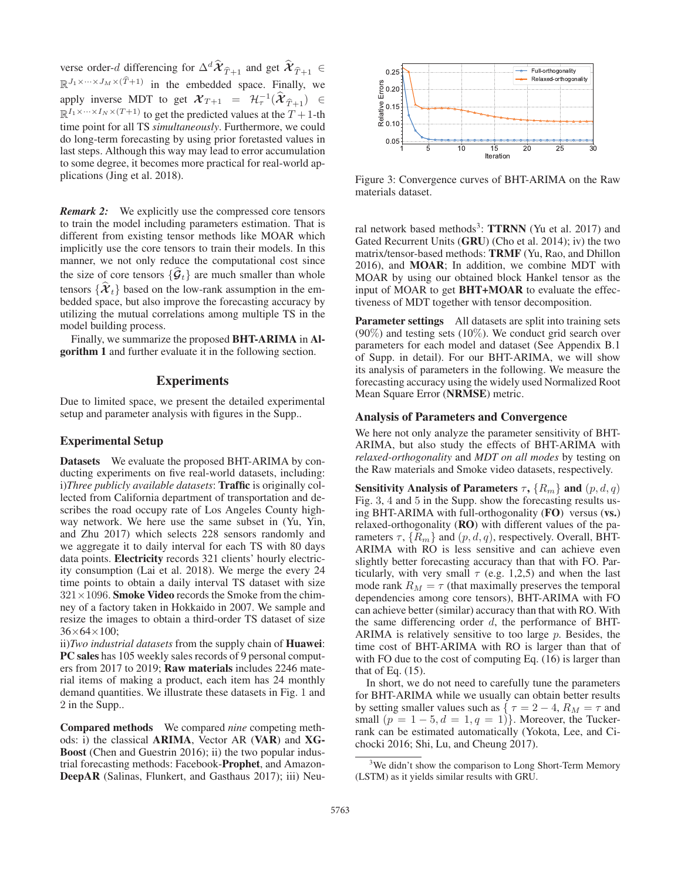verse order-$d$ differencing for $\Delta^d \widehat{\mathcal{X}}_{\widehat{T}+1}$ and get $\widehat{\mathcal{X}}_{\widehat{T}+1} \in \mathbb{R}^{J_1 \times \cdots \times J_M \times (\widehat{T}+1)}$ in the embedded space. Finally, we apply inverse MDT to get $\mathcal{X}_{T+1} = \mathcal{H}_\tau^{-1}(\widehat{\mathcal{X}}_{\widehat{T}+1}) \in \mathbb{R}^{I_1 \times \cdots \times I_N \times (T+1)}$ to get the predicted values at the $T+1$-th time point for all TS *simultaneously*. Furthermore, we could do long-term forecasting by using prior foretasted values in last steps. Although this way may lead to error accumulation to some degree, it becomes more practical for real-world applications (Jing et al. 2018).

***Remark 2:*** We explicitly use the compressed core tensors to train the model including parameters estimation. That is different from existing tensor methods like MOAR which implicitly use the core tensors to train their models. In this manner, we not only reduce the computational cost since the size of core tensors $\{\widehat{\mathcal{G}}_t\}$ are much smaller than whole tensors $\{\widehat{\mathcal{X}}_t\}$ based on the low-rank assumption in the embedded space, but also improve the forecasting accuracy by utilizing the mutual correlations among multiple TS in the model building process.

Finally, we summarize the proposed **BHT-ARIMA** in **Algorithm 1** and further evaluate it in the following section.

## Experiments

Due to limited space, we present the detailed experimental setup and parameter analysis with figures in the Supp..

### Experimental Setup

**Datasets** We evaluate the proposed BHT-ARIMA by conducting experiments on five real-world datasets, including: i)*Three publicly available datasets*: **Traffic** is originally collected from California department of transportation and describes the road occupy rate of Los Angeles County highway network. We here use the same subset in (Yu, Yin, and Zhu 2017) which selects 228 sensors randomly and we aggregate it to daily interval for each TS with 80 days data points. **Electricity** records 321 clients' hourly electricity consumption (Lai et al. 2018). We merge the every 24 time points to obtain a daily interval TS dataset with size $321 \times 1096$. **Smoke Video** records the Smoke from the chimney of a factory taken in Hokkaido in 2007. We sample and resize the images to obtain a third-order TS dataset of size $36 \times 64 \times 100$;
ii)*Two industrial datasets* from the supply chain of **Huawei**: **PC sales** has 105 weekly sales records of 9 personal computers from 2017 to 2019; **Raw materials** includes 2246 material items of making a product, each item has 24 monthly demand quantities. We illustrate these datasets in Fig. 1 and 2 in the Supp..

**Compared methods** We compared *nine* competing methods: i) the classical **ARIMA**, Vector AR (**VAR**) and **XGBoost** (Chen and Guestrin 2016); ii) the two popular industrial forecasting methods: Facebook-**Prophet**, and Amazon-**DeepAR** (Salinas, Flunkert, and Gasthaus 2017); iii) Neural network based methods[3]: **TTRNN** (Yu et al. 2017) and Gated Recurrent Units (**GRU**) (Cho et al. 2014); iv) the two matrix/tensor-based methods: **TRMF** (Yu, Rao, and Dhillon 2016), and **MOAR**; In addition, we combine MDT with MOAR by using our obtained block Hankel tensor as the input of MOAR to get **BHT+MOAR** to evaluate the effectiveness of MDT together with tensor decomposition.

Figure 3: Convergence curves of BHT-ARIMA on the Raw materials dataset.

**Parameter settings** All datasets are split into training sets (90%) and testing sets (10%). We conduct grid search over parameters for each model and dataset (See Appendix B.1 of Supp. in detail). For our BHT-ARIMA, we will show its analysis of parameters in the following. We measure the forecasting accuracy using the widely used Normalized Root Mean Square Error (**NRMSE**) metric.

### Analysis of Parameters and Convergence

We here not only analyze the parameter sensitivity of BHT-ARIMA, but also study the effects of BHT-ARIMA with *relaxed-orthogonality* and *MDT on all modes* by testing on the Raw materials and Smoke video datasets, respectively.

**Sensitivity Analysis of Parameters $\tau$, $\{R_m\}$ and $(p, d, q)$** Fig. 3, 4 and 5 in the Supp. show the forecasting results using BHT-ARIMA with full-orthogonality (**FO**) versus (**vs.**) relaxed-orthogonality (**RO**) with different values of the parameters $\tau$, $\{R_m\}$ and $(p, d, q)$, respectively. Overall, BHT-ARIMA with RO is less sensitive and can achieve even slightly better forecasting accuracy than that with FO. Particularly, with very small $\tau$ (e.g. 1,2,5) and when the last mode rank $R_M = \tau$ (that maximally preserves the temporal dependencies among core tensors), BHT-ARIMA with FO can achieve better (similar) accuracy than that with RO. With the same differencing order $d$, the performance of BHT-ARIMA is relatively sensitive to too large $p$. Besides, the time cost of BHT-ARIMA with RO is larger than that of with FO due to the cost of computing Eq. (16) is larger than that of Eq. (15).

In short, we do not need to carefully tune the parameters for BHT-ARIMA while we usually can obtain better results by setting smaller values such as $\{\tau = 2-4, R_M = \tau$ and small $(p = 1-5, d = 1, q = 1)\}$. Moreover, the Tucker-rank can be estimated automatically (Yokota, Lee, and Cichocki 2016; Shi, Lu, and Cheung 2017).

[3] We didn't show the comparison to Long Short-Term Memory (LSTM) as it yields similar results with GRU.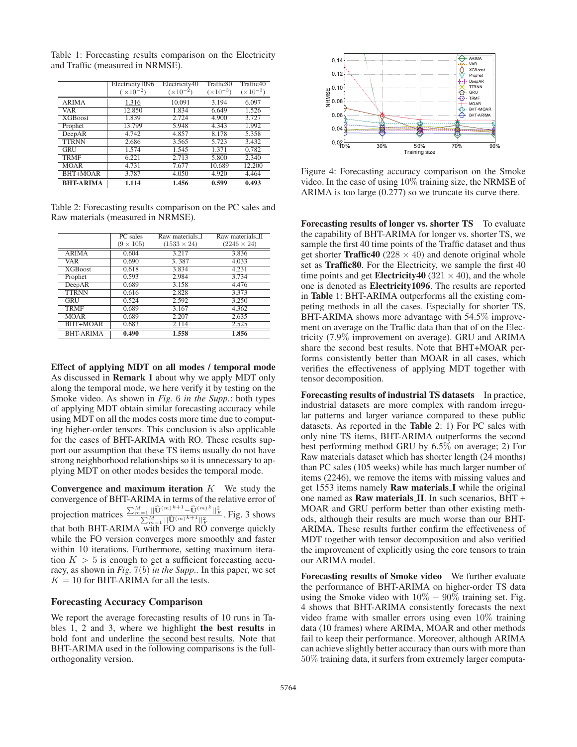Table 1: Forecasting results comparison on the Electricity and Traffic (measured in NRMSE).

| | Electricity1096 ($\times 10^{-2}$) | Electricity40 ($\times 10^{-2}$) | Traffic80 ($\times 10^{-3}$) | Traffic40 ($\times 10^{-3}$) |
|---|---|---|---|---|
| ARIMA | <u>1.316</u> | 10.091 | 3.194 | 6.097 |
| VAR | 12.850 | 1.834 | 6.649 | 1.526 |
| XGBoost | 1.839 | 2.724 | 4.900 | 3.727 |
| Prophet | 13.799 | 5.948 | 4.343 | 1.992 |
| DeepAR | 4.742 | 4.857 | 8.178 | 5.358 |
| TTRNN | 2.686 | 3.565 | 5.723 | 3.432 |
| GRU | 1.574 | <u>1.545</u> | <u>1.371</u> | <u>0.782</u> |
| TRMF | 6.221 | 2.713 | 5.800 | 2.340 |
| MOAR | 4.731 | 7.677 | 10.689 | 12.200 |
| BHT+MOAR | 3.787 | 4.050 | 4.920 | 4.464 |
| **BHT-ARIMA** | **1.114** | **1.456** | **0.599** | **0.493** |

Table 2: Forecasting results comparison on the PC sales and Raw materials (measured in NRMSE).

| | PC sales ($9 \times 105$) | Raw materials_I ($1533 \times 24$) | Raw materials_II ($2246 \times 24$) |
|---|---|---|---|
| ARIMA | 0.604 | 3.217 | 3.836 |
| VAR | 0.690 | 3. 387 | 4.033 |
| XGBoost | 0.618 | 3.834 | 4.231 |
| Prophet | 0.593 | 2.984 | 3.734 |
| DeepAR | 0.689 | 3.158 | 4.476 |
| TTRNN | 0.616 | 2.828 | 3.373 |
| GRU | <u>0.524</u> | 2.592 | 3.250 |
| TRMF | 0.689 | 3.167 | 4.362 |
| MOAR | 0.689 | 2.207 | 2.635 |
| BHT+MOAR | 0.683 | <u>2.114</u> | <u>2.525</u> |
| BHT-ARIMA | **0.490** | **1.558** | **1.856** |

**Effect of applying MDT on all modes / temporal mode** As discussed in **Remark 1** about why we apply MDT only along the temporal mode, we here verify it by testing on the Smoke video. As shown in *Fig.* 6 *in the Supp.*: both types of applying MDT obtain similar forecasting accuracy while using MDT on all the modes costs more time due to computing higher-order tensors. This conclusion is also applicable for the cases of BHT-ARIMA with RO. These results support our assumption that these TS items usually do not have strong neighborhood relationships so it is unnecessary to applying MDT on other modes besides the temporal mode.

**Convergence and maximum iteration** $K$ We study the convergence of BHT-ARIMA in terms of the relative error of projection matrices $\frac{\sum_{m=1}^{M}||\widehat{\mathbf{U}}^{(m)k+1}-\widehat{\mathbf{U}}^{(m)k}||_F^2}{\sum_{m=1}^{M}||\widehat{\mathbf{U}}^{(m)k+1}||_F^2}$. Fig. 3 shows that both BHT-ARIMA with FO and RO converge quickly while the FO version converges more smoothly and faster within 10 iterations. Furthermore, setting maximum iteration $K > 5$ is enough to get a sufficient forecasting accuracy, as shown in *Fig.* 7(*b*) *in the Supp.*. In this paper, we set $K = 10$ for BHT-ARIMA for all the tests.

## Forecasting Accuracy Comparison

We report the average forecasting results of 10 runs in Tables 1, 2 and 3, where we highlight **the best results** in bold font and underline <u>the second best results</u>. Note that BHT-ARIMA used in the following comparisons is the full-orthogonality version.

Figure 4: Forecasting accuracy comparison on the Smoke video. In the case of using 10% training size, the NRMSE of ARIMA is too large (0.277) so we truncate its curve there.

**Forecasting results of longer vs. shorter TS** To evaluate the capability of BHT-ARIMA for longer vs. shorter TS, we sample the first 40 time points of the Traffic dataset and thus get shorter **Traffic40** ($228 \times 40$) and denote original whole set as **Traffic80**. For the Electricity, we sample the first 40 time points and get **Electricity40** ($321 \times 40$), and the whole one is denoted as **Electricity1096**. The results are reported in **Table** 1: BHT-ARIMA outperforms all the existing competing methods in all the cases. Especially for shorter TS, BHT-ARIMA shows more advantage with 54.5% improvement on average on the Traffic data than that of on the Electricity (7.9% improvement on average). GRU and ARIMA share the second best results. Note that BHT+MOAR performs consistently better than MOAR in all cases, which verifies the effectiveness of applying MDT together with tensor decomposition.

**Forecasting results of industrial TS datasets** In practice, industrial datasets are more complex with random irregular patterns and larger variance compared to these public datasets. As reported in the **Table** 2: 1) For PC sales with only nine TS items, BHT-ARIMA outperforms the second best performing method GRU by 6.5% on average; 2) For Raw materials dataset which has shorter length (24 months) than PC sales (105 weeks) while has much larger number of items (2246), we remove the items with missing values and get 1553 items namely **Raw materials_I** while the original one named as **Raw materials_II**. In such scenarios, BHT + MOAR and GRU perform better than other existing methods, although their results are much worse than our BHT-ARIMA. These results further confirm the effectiveness of MDT together with tensor decomposition and also verified the improvement of explicitly using the core tensors to train our ARIMA model.

**Forecasting results of Smoke video** We further evaluate the performance of BHT-ARIMA on higher-order TS data using the Smoke video with $10\% - 90\%$ training set. Fig. 4 shows that BHT-ARIMA consistently forecasts the next video frame with smaller errors using even 10% training data (10 frames) where ARIMA, MOAR and other methods fail to keep their performance. Moreover, although ARIMA can achieve slightly better accuracy than ours with more than 50% training data, it surfers from extremely larger computa-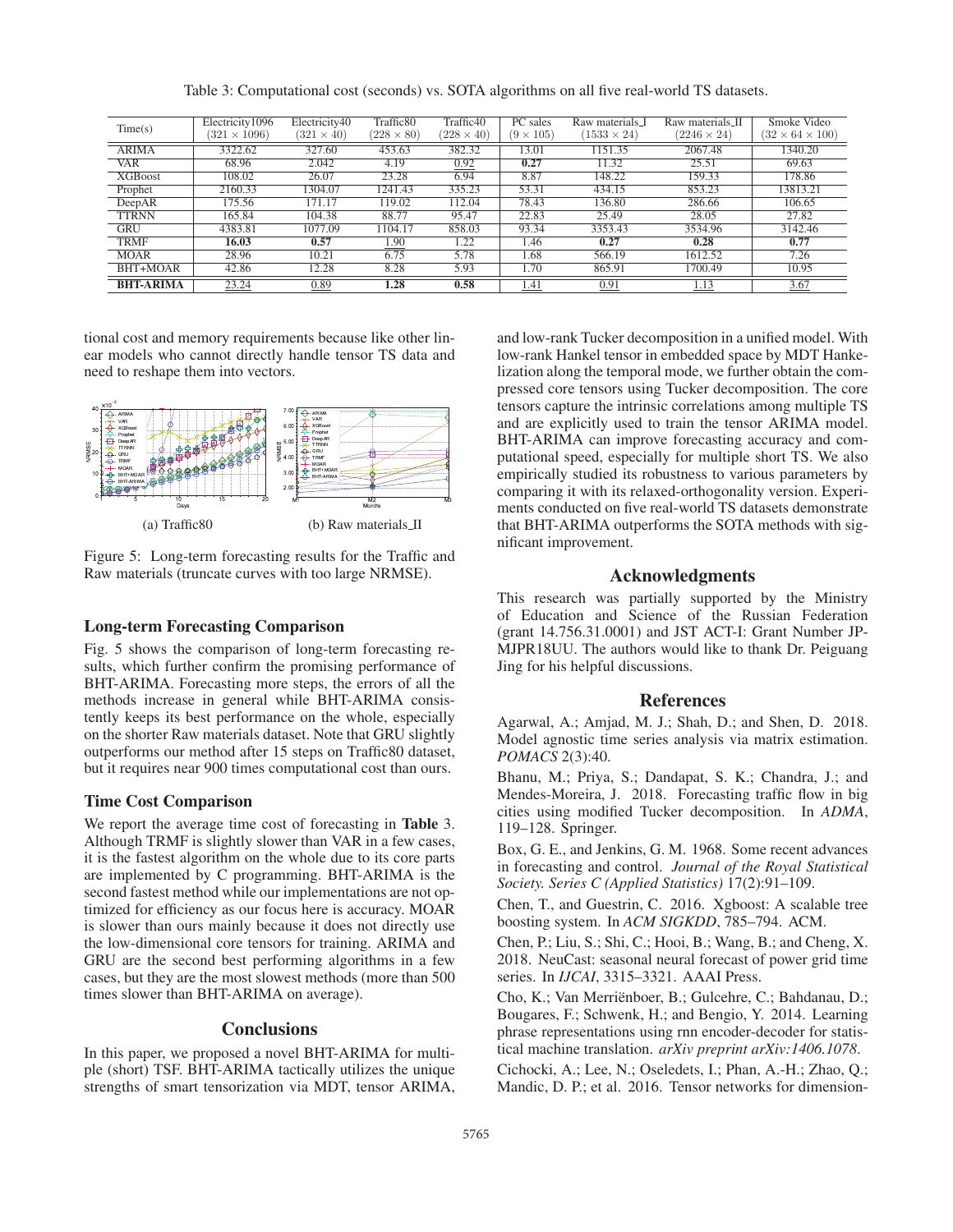Table 3: Computational cost (seconds) vs. SOTA algorithms on all five real-world TS datasets.

| Time(s) | Electricity1096 $(321 \times 1096)$ | Electricity40 $(321 \times 40)$ | Traffic80 $(228 \times 80)$ | Traffic40 $(228 \times 40)$ | PC sales $(9 \times 105)$ | Raw materials_I $(1533 \times 24)$ | Raw materials_II $(2246 \times 24)$ | Smoke Video $(32 \times 64 \times 100)$ |
|---|---|---|---|---|---|---|---|---|
| ARIMA | 3322.62 | 327.60 | 453.63 | 382.32 | 13.01 | 1151.35 | 2067.48 | 1340.20 |
| VAR | 68.96 | 2.042 | 4.19 | <u>0.92</u> | **0.27** | 11.32 | 25.51 | 69.63 |
| XGBoost | 108.02 | 26.07 | 23.28 | 6.94 | 8.87 | 148.22 | 159.33 | 178.86 |
| Prophet | 2160.33 | 1304.07 | 1241.43 | 335.23 | 53.31 | 434.15 | 853.23 | 13813.21 |
| DeepAR | 175.56 | 171.17 | 119.02 | 112.04 | 78.43 | 136.80 | 286.66 | 106.65 |
| TTRNN | 165.84 | 104.38 | 88.77 | 95.47 | 22.83 | 25.49 | 28.05 | 27.82 |
| GRU | 4383.81 | 1077.09 | 1104.17 | 858.03 | 93.34 | 3353.43 | 3534.96 | 3142.46 |
| TRMF | **16.03** | **0.57** | <u>1.90</u> | 1.22 | 1.46 | **0.27** | **0.28** | **0.77** |
| MOAR | 28.96 | 10.21 | 6.75 | 5.78 | 1.68 | 566.19 | 1612.52 | 7.26 |
| BHT+MOAR | 42.86 | 12.28 | 8.28 | 5.93 | 1.70 | 865.91 | 1700.49 | 10.95 |
| **BHT-ARIMA** | <u>23.24</u> | <u>0.89</u> | **1.28** | **0.58** | <u>1.41</u> | <u>0.91</u> | <u>1.13</u> | <u>3.67</u> |

tional cost and memory requirements because like other linear models who cannot directly handle tensor TS data and need to reshape them into vectors.

(a) Traffic80 (b) Raw materials_II

Figure 5: Long-term forecasting results for the Traffic and Raw materials (truncate curves with too large NRMSE).

### Long-term Forecasting Comparison

Fig. 5 shows the comparison of long-term forecasting results, which further confirm the promising performance of BHT-ARIMA. Forecasting more steps, the errors of all the methods increase in general while BHT-ARIMA consistently keeps its best performance on the whole, especially on the shorter Raw materials dataset. Note that GRU slightly outperforms our method after 15 steps on Traffic80 dataset, but it requires near 900 times computational cost than ours.

### Time Cost Comparison

We report the average time cost of forecasting in **Table** 3. Although TRMF is slightly slower than VAR in a few cases, it is the fastest algorithm on the whole due to its core parts are implemented by C programming. BHT-ARIMA is the second fastest method while our implementations are not optimized for efficiency as our focus here is accuracy. MOAR is slower than ours mainly because it does not directly use the low-dimensional core tensors for training. ARIMA and GRU are the second best performing algorithms in a few cases, but they are the most slowest methods (more than 500 times slower than BHT-ARIMA on average).

## Conclusions

In this paper, we proposed a novel BHT-ARIMA for multiple (short) TSF. BHT-ARIMA tactically utilizes the unique strengths of smart tensorization via MDT, tensor ARIMA, and low-rank Tucker decomposition in a unified model. With low-rank Hankel tensor in embedded space by MDT Hankelization along the temporal mode, we further obtain the compressed core tensors using Tucker decomposition. The core tensors capture the intrinsic correlations among multiple TS and are explicitly used to train the tensor ARIMA model. BHT-ARIMA can improve forecasting accuracy and computational speed, especially for multiple short TS. We also empirically studied its robustness to various parameters by comparing it with its relaxed-orthogonality version. Experiments conducted on five real-world TS datasets demonstrate that BHT-ARIMA outperforms the SOTA methods with significant improvement.

## Acknowledgments

This research was partially supported by the Ministry of Education and Science of the Russian Federation (grant 14.756.31.0001) and JST ACT-I: Grant Number JPMJPR18UU. The authors would like to thank Dr. Peiguang Jing for his helpful discussions.

## References

Agarwal, A.; Amjad, M. J.; Shah, D.; and Shen, D. 2018. Model agnostic time series analysis via matrix estimation. *POMACS* 2(3):40.

Bhanu, M.; Priya, S.; Dandapat, S. K.; Chandra, J.; and Mendes-Moreira, J. 2018. Forecasting traffic flow in big cities using modified Tucker decomposition. In *ADMA*, 119–128. Springer.

Box, G. E., and Jenkins, G. M. 1968. Some recent advances in forecasting and control. *Journal of the Royal Statistical Society. Series C (Applied Statistics)* 17(2):91–109.

Chen, T., and Guestrin, C. 2016. Xgboost: A scalable tree boosting system. In *ACM SIGKDD*, 785–794. ACM.

Chen, P.; Liu, S.; Shi, C.; Hooi, B.; Wang, B.; and Cheng, X. 2018. NeuCast: seasonal neural forecast of power grid time series. In *IJCAI*, 3315–3321. AAAI Press.

Cho, K.; Van Merriënboer, B.; Gulcehre, C.; Bahdanau, D.; Bougares, F.; Schwenk, H.; and Bengio, Y. 2014. Learning phrase representations using rnn encoder-decoder for statistical machine translation. *arXiv preprint arXiv:1406.1078*.

Cichocki, A.; Lee, N.; Oseledets, I.; Phan, A.-H.; Zhao, Q.; Mandic, D. P.; et al. 2016. Tensor networks for dimension-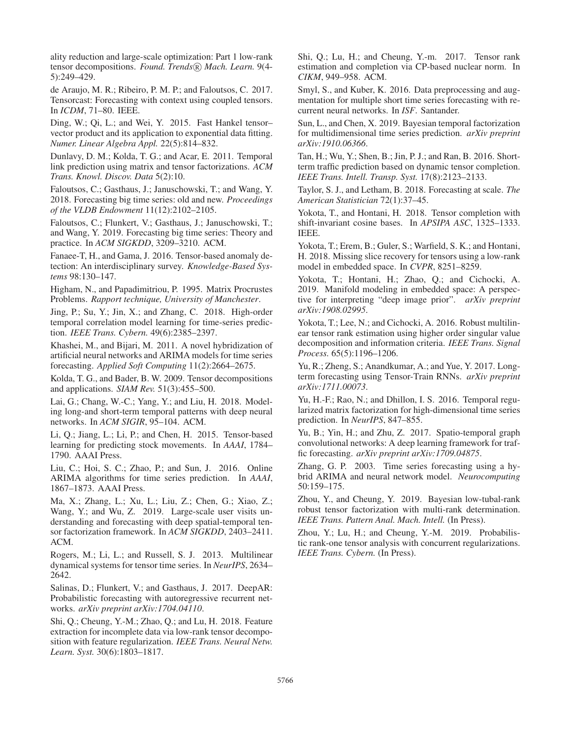ality reduction and large-scale optimization: Part 1 low-rank tensor decompositions. *Found. Trends® Mach. Learn.* 9(4-5):249–429.

de Araujo, M. R.; Ribeiro, P. M. P.; and Faloutsos, C. 2017. Tensorcast: Forecasting with context using coupled tensors. In *ICDM*, 71–80. IEEE.

Ding, W.; Qi, L.; and Wei, Y. 2015. Fast Hankel tensor–vector product and its application to exponential data fitting. *Numer. Linear Algebra Appl.* 22(5):814–832.

Dunlavy, D. M.; Kolda, T. G.; and Acar, E. 2011. Temporal link prediction using matrix and tensor factorizations. *ACM Trans. Knowl. Discov. Data* 5(2):10.

Faloutsos, C.; Gasthaus, J.; Januschowski, T.; and Wang, Y. 2018. Forecasting big time series: old and new. *Proceedings of the VLDB Endowment* 11(12):2102–2105.

Faloutsos, C.; Flunkert, V.; Gasthaus, J.; Januschowski, T.; and Wang, Y. 2019. Forecasting big time series: Theory and practice. In *ACM SIGKDD*, 3209–3210. ACM.

Fanaee-T, H., and Gama, J. 2016. Tensor-based anomaly detection: An interdisciplinary survey. *Knowledge-Based Systems* 98:130–147.

Higham, N., and Papadimitriou, P. 1995. Matrix Procrustes Problems. *Rapport technique, University of Manchester*.

Jing, P.; Su, Y.; Jin, X.; and Zhang, C. 2018. High-order temporal correlation model learning for time-series prediction. *IEEE Trans. Cybern.* 49(6):2385–2397.

Khashei, M., and Bijari, M. 2011. A novel hybridization of artificial neural networks and ARIMA models for time series forecasting. *Applied Soft Computing* 11(2):2664–2675.

Kolda, T. G., and Bader, B. W. 2009. Tensor decompositions and applications. *SIAM Rev.* 51(3):455–500.

Lai, G.; Chang, W.-C.; Yang, Y.; and Liu, H. 2018. Modeling long-and short-term temporal patterns with deep neural networks. In *ACM SIGIR*, 95–104. ACM.

Li, Q.; Jiang, L.; Li, P.; and Chen, H. 2015. Tensor-based learning for predicting stock movements. In *AAAI*, 1784–1790. AAAI Press.

Liu, C.; Hoi, S. C.; Zhao, P.; and Sun, J. 2016. Online ARIMA algorithms for time series prediction. In *AAAI*, 1867–1873. AAAI Press.

Ma, X.; Zhang, L.; Xu, L.; Liu, Z.; Chen, G.; Xiao, Z.; Wang, Y.; and Wu, Z. 2019. Large-scale user visits understanding and forecasting with deep spatial-temporal tensor factorization framework. In *ACM SIGKDD*, 2403–2411. ACM.

Rogers, M.; Li, L.; and Russell, S. J. 2013. Multilinear dynamical systems for tensor time series. In *NeurIPS*, 2634–2642.

Salinas, D.; Flunkert, V.; and Gasthaus, J. 2017. DeepAR: Probabilistic forecasting with autoregressive recurrent networks. *arXiv preprint arXiv:1704.04110*.

Shi, Q.; Cheung, Y.-M.; Zhao, Q.; and Lu, H. 2018. Feature extraction for incomplete data via low-rank tensor decomposition with feature regularization. *IEEE Trans. Neural Netw. Learn. Syst.* 30(6):1803–1817.

Shi, Q.; Lu, H.; and Cheung, Y.-m. 2017. Tensor rank estimation and completion via CP-based nuclear norm. In *CIKM*, 949–958. ACM.

Smyl, S., and Kuber, K. 2016. Data preprocessing and augmentation for multiple short time series forecasting with recurrent neural networks. In *ISF*. Santander.

Sun, L., and Chen, X. 2019. Bayesian temporal factorization for multidimensional time series prediction. *arXiv preprint arXiv:1910.06366*.

Tan, H.; Wu, Y.; Shen, B.; Jin, P. J.; and Ran, B. 2016. Short-term traffic prediction based on dynamic tensor completion. *IEEE Trans. Intell. Transp. Syst.* 17(8):2123–2133.

Taylor, S. J., and Letham, B. 2018. Forecasting at scale. *The American Statistician* 72(1):37–45.

Yokota, T., and Hontani, H. 2018. Tensor completion with shift-invariant cosine bases. In *APSIPA ASC*, 1325–1333. IEEE.

Yokota, T.; Erem, B.; Guler, S.; Warfield, S. K.; and Hontani, H. 2018. Missing slice recovery for tensors using a low-rank model in embedded space. In *CVPR*, 8251–8259.

Yokota, T.; Hontani, H.; Zhao, Q.; and Cichocki, A. 2019. Manifold modeling in embedded space: A perspective for interpreting "deep image prior". *arXiv preprint arXiv:1908.02995*.

Yokota, T.; Lee, N.; and Cichocki, A. 2016. Robust multilinear tensor rank estimation using higher order singular value decomposition and information criteria. *IEEE Trans. Signal Process.* 65(5):1196–1206.

Yu, R.; Zheng, S.; Anandkumar, A.; and Yue, Y. 2017. Long-term forecasting using Tensor-Train RNNs. *arXiv preprint arXiv:1711.00073*.

Yu, H.-F.; Rao, N.; and Dhillon, I. S. 2016. Temporal regularized matrix factorization for high-dimensional time series prediction. In *NeurIPS*, 847–855.

Yu, B.; Yin, H.; and Zhu, Z. 2017. Spatio-temporal graph convolutional networks: A deep learning framework for traffic forecasting. *arXiv preprint arXiv:1709.04875*.

Zhang, G. P. 2003. Time series forecasting using a hybrid ARIMA and neural network model. *Neurocomputing* 50:159–175.

Zhou, Y., and Cheung, Y. 2019. Bayesian low-tubal-rank robust tensor factorization with multi-rank determination. *IEEE Trans. Pattern Anal. Mach. Intell.* (In Press).

Zhou, Y.; Lu, H.; and Cheung, Y.-M. 2019. Probabilistic rank-one tensor analysis with concurrent regularizations. *IEEE Trans. Cybern.* (In Press).